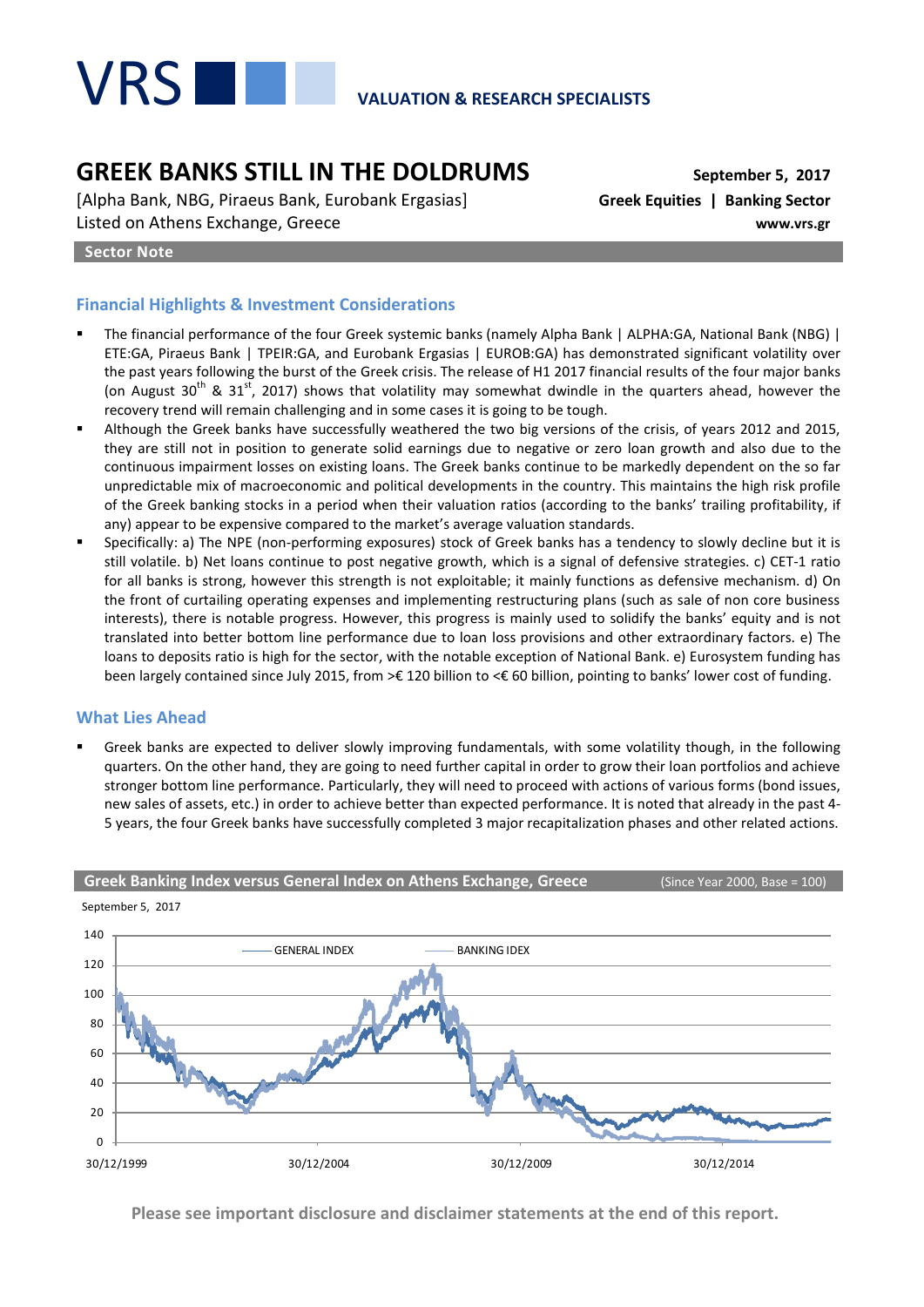# GREEK BANKS STILL IN THE DOLDRUMS

**September 5, 2017**

[Alpha Bank, NBG, Piraeus Bank, Eurobank Ergasias]
Listed on Athens Exchange, Greece

**Greek Equities | Banking Sector**
**www.vrs.gr**

**Sector Note**

## Financial Highlights & Investment Considerations

- The financial performance of the four Greek systemic banks (namely Alpha Bank | ALPHA:GA, National Bank (NBG) | ETE:GA, Piraeus Bank | TPEIR:GA, and Eurobank Ergasias | EUROB:GA) has demonstrated significant volatility over the past years following the burst of the Greek crisis. The release of H1 2017 financial results of the four major banks (on August 30th & 31st, 2017) shows that volatility may somewhat dwindle in the quarters ahead, however the recovery trend will remain challenging and in some cases it is going to be tough.
- Although the Greek banks have successfully weathered the two big versions of the crisis, of years 2012 and 2015, they are still not in position to generate solid earnings due to negative or zero loan growth and also due to the continuous impairment losses on existing loans. The Greek banks continue to be markedly dependent on the so far unpredictable mix of macroeconomic and political developments in the country. This maintains the high risk profile of the Greek banking stocks in a period when their valuation ratios (according to the banks' trailing profitability, if any) appear to be expensive compared to the market's average valuation standards.
- Specifically: a) The NPE (non-performing exposures) stock of Greek banks has a tendency to slowly decline but it is still volatile. b) Net loans continue to post negative growth, which is a signal of defensive strategies. c) CET-1 ratio for all banks is strong, however this strength is not exploitable; it mainly functions as defensive mechanism. d) On the front of curtailing operating expenses and implementing restructuring plans (such as sale of non core business interests), there is notable progress. However, this progress is mainly used to solidify the banks' equity and is not translated into better bottom line performance due to loan loss provisions and other extraordinary factors. e) The loans to deposits ratio is high for the sector, with the notable exception of National Bank. e) Eurosystem funding has been largely contained since July 2015, from >€ 120 billion to <€ 60 billion, pointing to banks' lower cost of funding.

## What Lies Ahead

- Greek banks are expected to deliver slowly improving fundamentals, with some volatility though, in the following quarters. On the other hand, they are going to need further capital in order to grow their loan portfolios and achieve stronger bottom line performance. Particularly, they will need to proceed with actions of various forms (bond issues, new sales of assets, etc.) in order to achieve better than expected performance. It is noted that already in the past 4-5 years, the four Greek banks have successfully completed 3 major recapitalization phases and other related actions.

**Greek Banking Index versus General Index on Athens Exchange, Greece** (Since Year 2000, Base = 100)

September 5, 2017

Legend: GENERAL INDEX, BANKING IDEX. Y-axis 0–140; X-axis: 30/12/1999, 30/12/2004, 30/12/2009, 30/12/2014.

**Please see important disclosure and disclaimer statements at the end of this report.**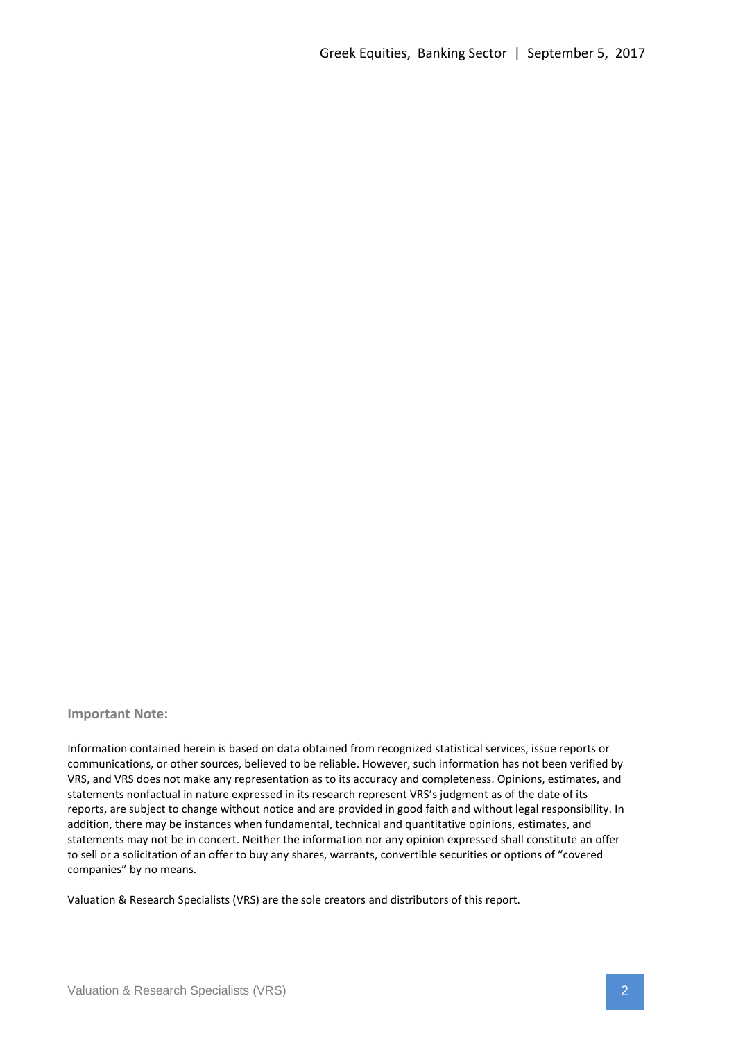**Important Note:**

Information contained herein is based on data obtained from recognized statistical services, issue reports or communications, or other sources, believed to be reliable. However, such information has not been verified by VRS, and VRS does not make any representation as to its accuracy and completeness. Opinions, estimates, and statements nonfactual in nature expressed in its research represent VRS's judgment as of the date of its reports, are subject to change without notice and are provided in good faith and without legal responsibility. In addition, there may be instances when fundamental, technical and quantitative opinions, estimates, and statements may not be in concert. Neither the information nor any opinion expressed shall constitute an offer to sell or a solicitation of an offer to buy any shares, warrants, convertible securities or options of "covered companies" by no means.

Valuation & Research Specialists (VRS) are the sole creators and distributors of this report.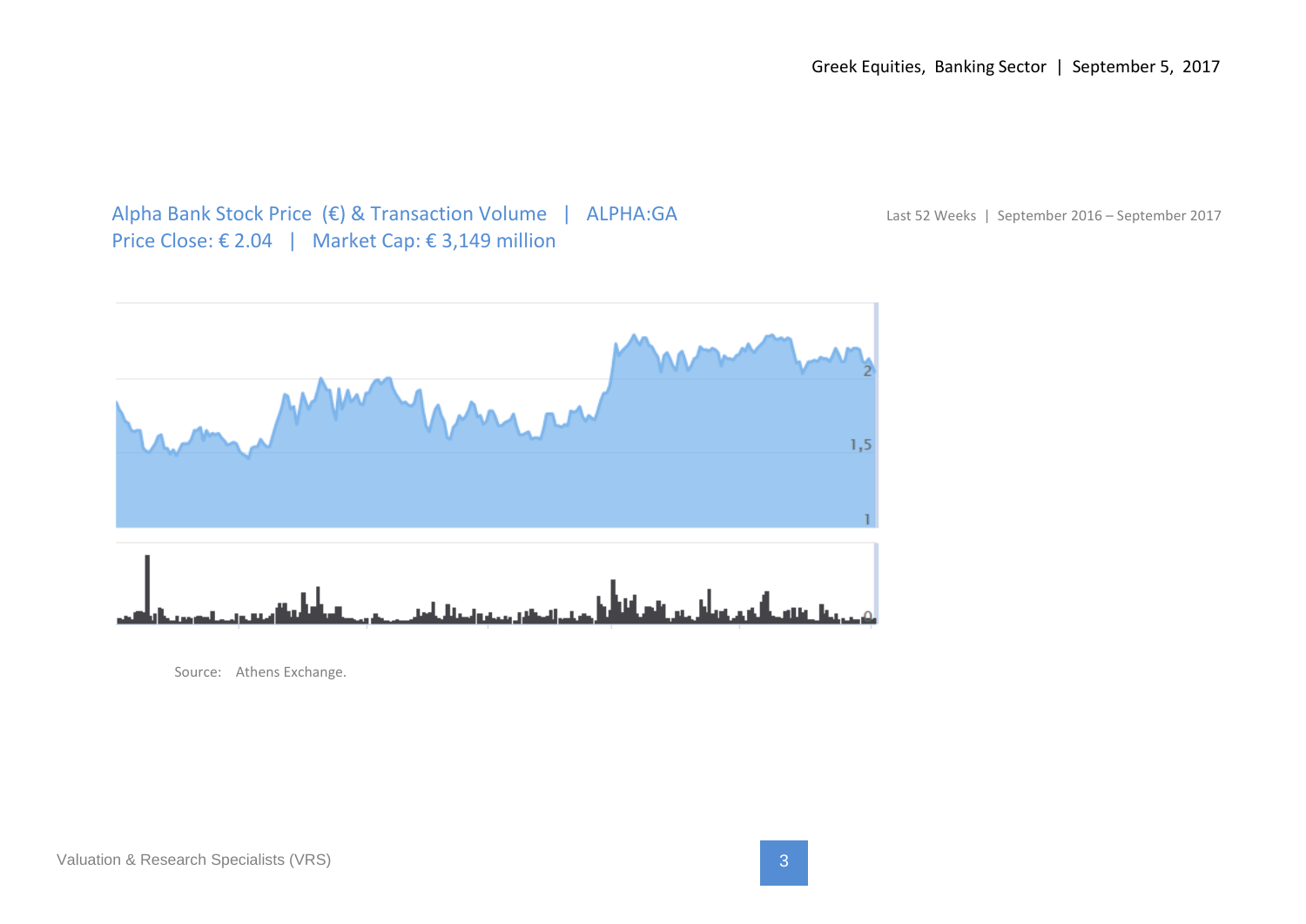Alpha Bank Stock Price (€) & Transaction Volume | ALPHA:GA
Price Close: € 2.04 | Market Cap: € 3,149 million

Last 52 Weeks | September 2016 – September 2017

Source: Athens Exchange.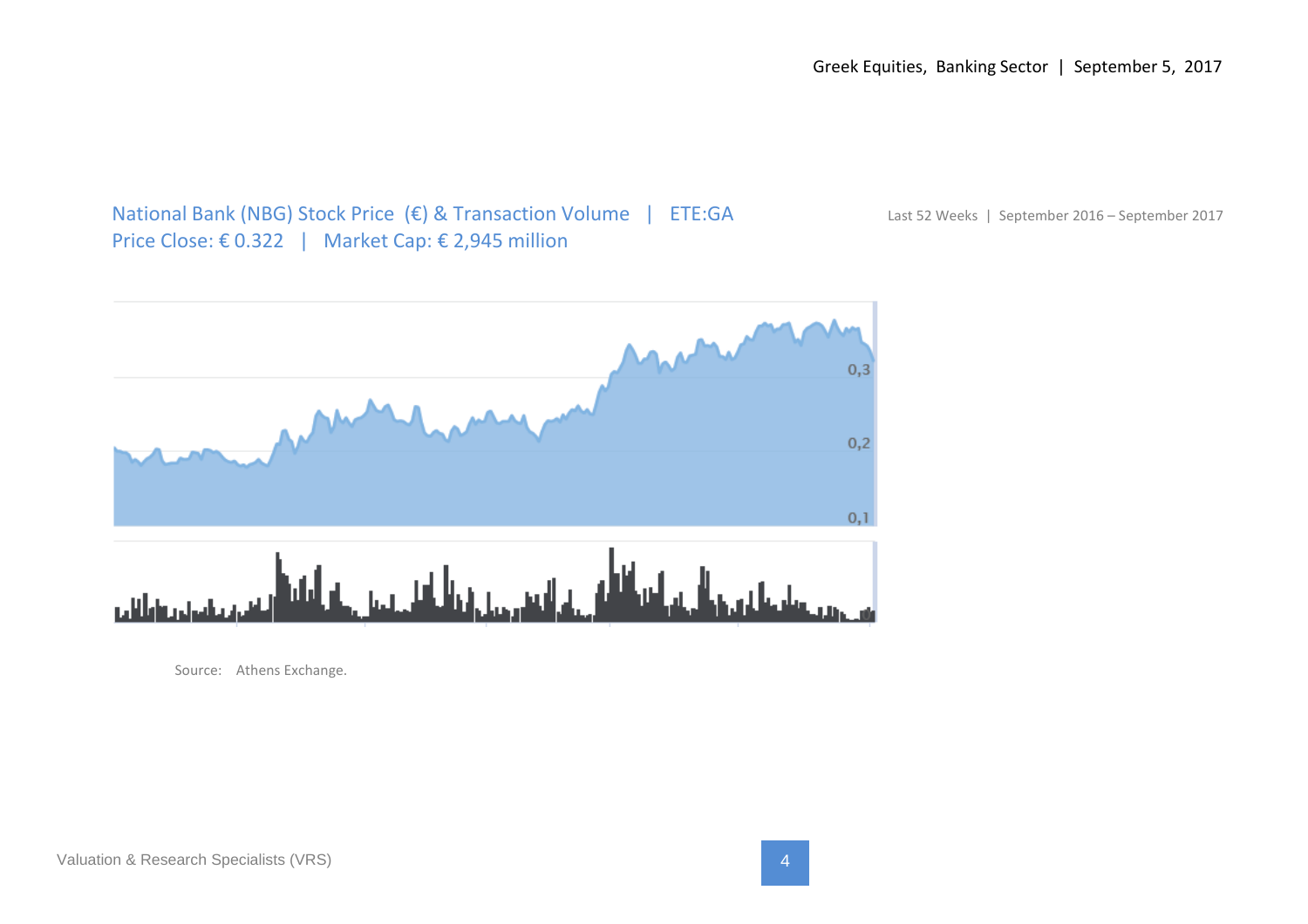National Bank (NBG) Stock Price (€) & Transaction Volume | ETE:GA

Price Close: € 0.322 | Market Cap: € 2,945 million

Last 52 Weeks | September 2016 – September 2017

0,3

0,2

0,1

Source: Athens Exchange.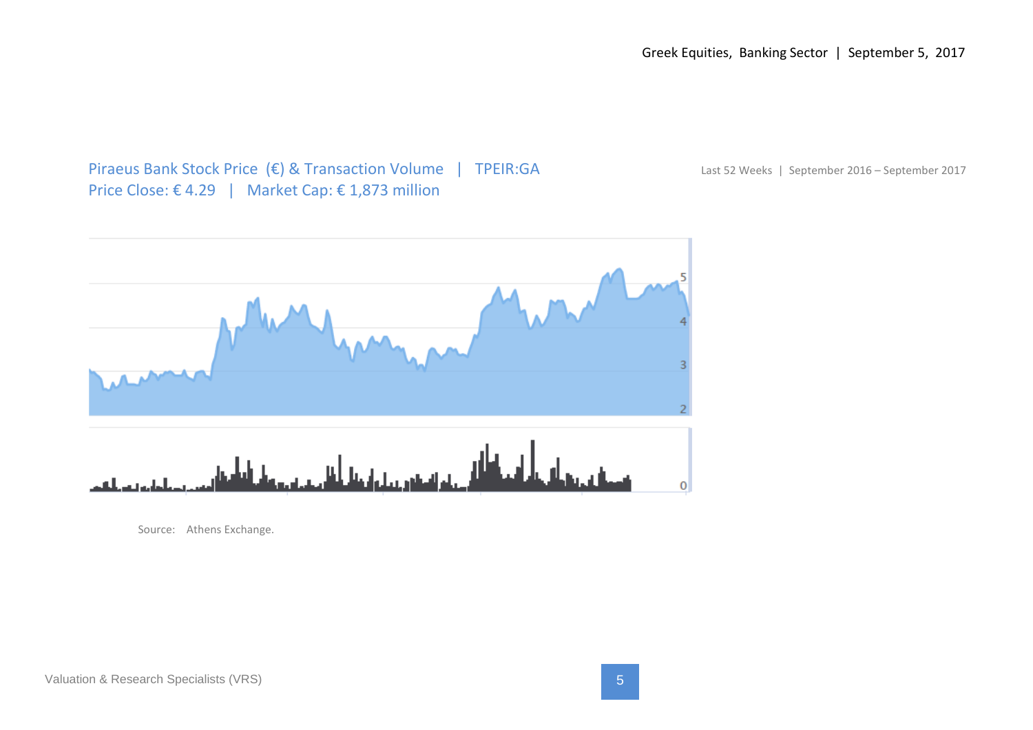Piraeus Bank Stock Price (€) & Transaction Volume | TPEIR:GA
Price Close: € 4.29 | Market Cap: € 1,873 million

Last 52 Weeks | September 2016 – September 2017

Source: Athens Exchange.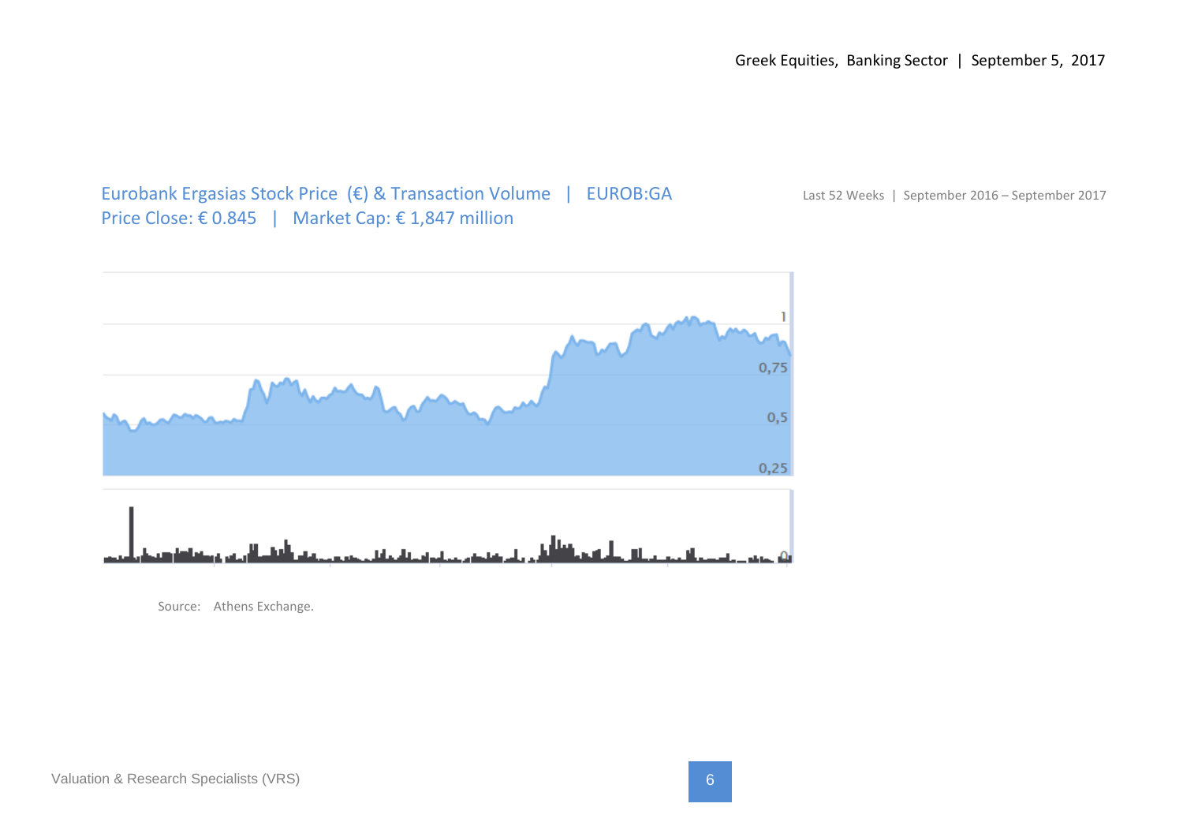Eurobank Ergasias Stock Price (€) & Transaction Volume | EUROB:GA

Price Close: € 0.845 | Market Cap: € 1,847 million

Last 52 Weeks | September 2016 – September 2017

Source: Athens Exchange.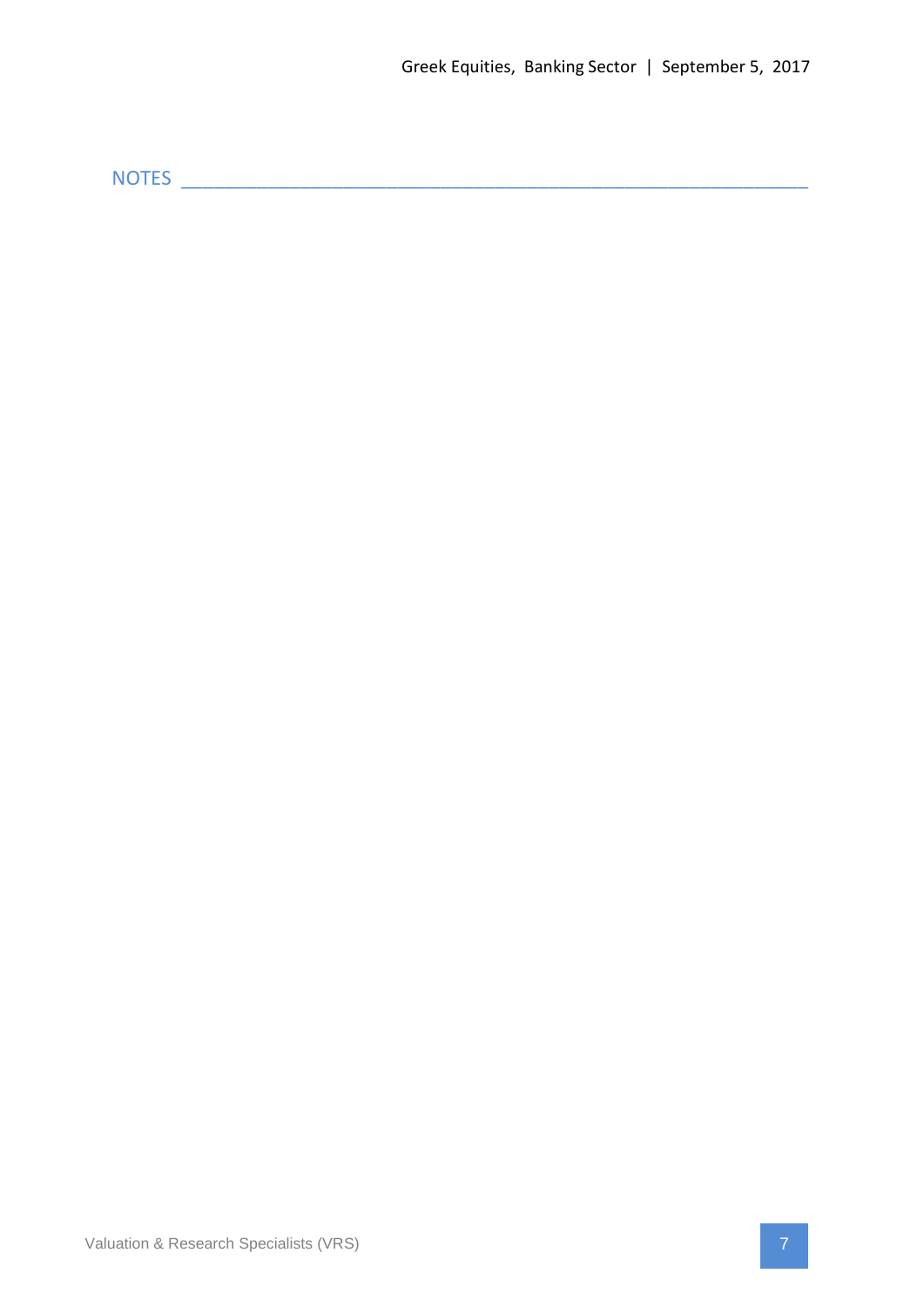## NOTES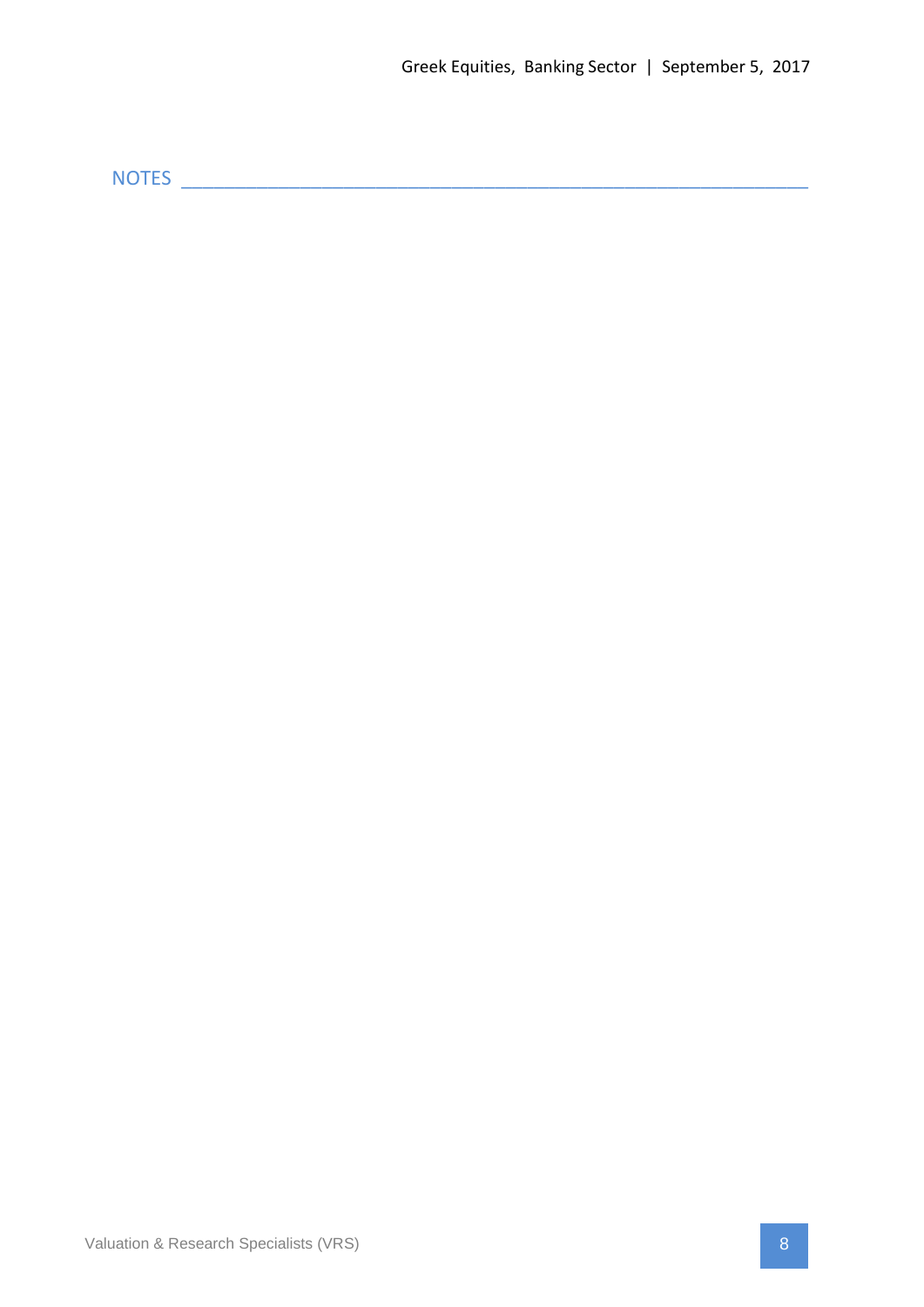## NOTES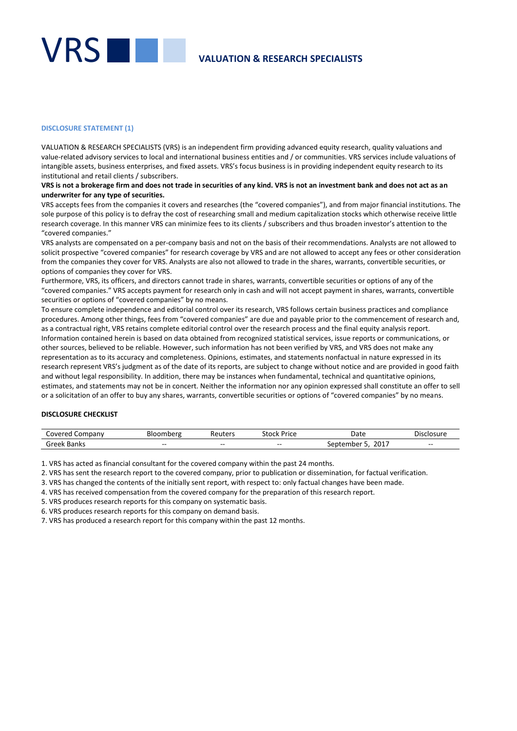# VRS VALUATION & RESEARCH SPECIALISTS

**DISCLOSURE STATEMENT (1)**

VALUATION & RESEARCH SPECIALISTS (VRS) is an independent firm providing advanced equity research, quality valuations and value-related advisory services to local and international business entities and / or communities. VRS services include valuations of intangible assets, business enterprises, and fixed assets. VRS's focus business is in providing independent equity research to its institutional and retail clients / subscribers.

**VRS is not a brokerage firm and does not trade in securities of any kind. VRS is not an investment bank and does not act as an underwriter for any type of securities.**

VRS accepts fees from the companies it covers and researches (the "covered companies"), and from major financial institutions. The sole purpose of this policy is to defray the cost of researching small and medium capitalization stocks which otherwise receive little research coverage. In this manner VRS can minimize fees to its clients / subscribers and thus broaden investor's attention to the "covered companies."

VRS analysts are compensated on a per-company basis and not on the basis of their recommendations. Analysts are not allowed to solicit prospective "covered companies" for research coverage by VRS and are not allowed to accept any fees or other consideration from the companies they cover for VRS. Analysts are also not allowed to trade in the shares, warrants, convertible securities, or options of companies they cover for VRS.

Furthermore, VRS, its officers, and directors cannot trade in shares, warrants, convertible securities or options of any of the "covered companies." VRS accepts payment for research only in cash and will not accept payment in shares, warrants, convertible securities or options of "covered companies" by no means.

To ensure complete independence and editorial control over its research, VRS follows certain business practices and compliance procedures. Among other things, fees from "covered companies" are due and payable prior to the commencement of research and, as a contractual right, VRS retains complete editorial control over the research process and the final equity analysis report.

Information contained herein is based on data obtained from recognized statistical services, issue reports or communications, or other sources, believed to be reliable. However, such information has not been verified by VRS, and VRS does not make any representation as to its accuracy and completeness. Opinions, estimates, and statements nonfactual in nature expressed in its research represent VRS's judgment as of the date of its reports, are subject to change without notice and are provided in good faith and without legal responsibility. In addition, there may be instances when fundamental, technical and quantitative opinions, estimates, and statements may not be in concert. Neither the information nor any opinion expressed shall constitute an offer to sell or a solicitation of an offer to buy any shares, warrants, convertible securities or options of "covered companies" by no means.

**DISCLOSURE CHECKLIST**

| Covered Company | Bloomberg | Reuters | Stock Price | Date | Disclosure |
|---|---|---|---|---|---|
| Greek Banks | -- | -- | -- | September 5, 2017 | -- |

1. VRS has acted as financial consultant for the covered company within the past 24 months.
2. VRS has sent the research report to the covered company, prior to publication or dissemination, for factual verification.
3. VRS has changed the contents of the initially sent report, with respect to: only factual changes have been made.
4. VRS has received compensation from the covered company for the preparation of this research report.
5. VRS produces research reports for this company on systematic basis.
6. VRS produces research reports for this company on demand basis.
7. VRS has produced a research report for this company within the past 12 months.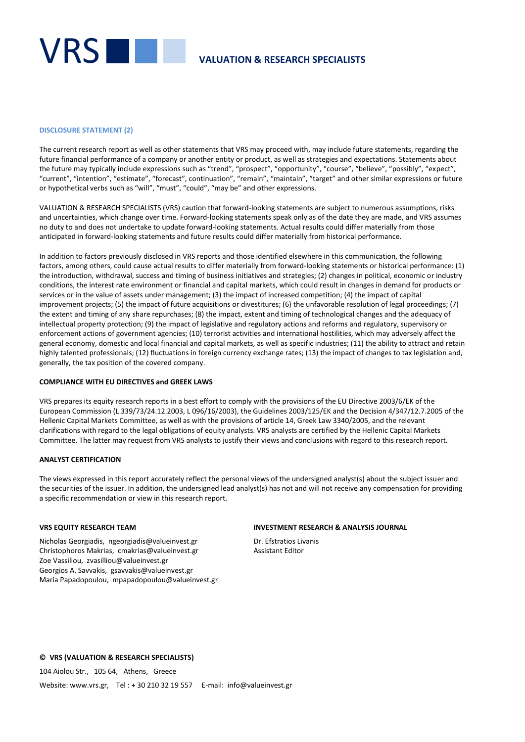# VRS VALUATION & RESEARCH SPECIALISTS

**DISCLOSURE STATEMENT (2)**

The current research report as well as other statements that VRS may proceed with, may include future statements, regarding the future financial performance of a company or another entity or product, as well as strategies and expectations. Statements about the future may typically include expressions such as "trend", "prospect", "opportunity", "course", "believe", "possibly", "expect", "current", "intention", "estimate", "forecast", continuation", "remain", "maintain", "target" and other similar expressions or future or hypothetical verbs such as "will", "must", "could", "may be" and other expressions.

VALUATION & RESEARCH SPECIALISTS (VRS) caution that forward-looking statements are subject to numerous assumptions, risks and uncertainties, which change over time. Forward-looking statements speak only as of the date they are made, and VRS assumes no duty to and does not undertake to update forward-looking statements. Actual results could differ materially from those anticipated in forward-looking statements and future results could differ materially from historical performance.

In addition to factors previously disclosed in VRS reports and those identified elsewhere in this communication, the following factors, among others, could cause actual results to differ materially from forward-looking statements or historical performance: (1) the introduction, withdrawal, success and timing of business initiatives and strategies; (2) changes in political, economic or industry conditions, the interest rate environment or financial and capital markets, which could result in changes in demand for products or services or in the value of assets under management; (3) the impact of increased competition; (4) the impact of capital improvement projects; (5) the impact of future acquisitions or divestitures; (6) the unfavorable resolution of legal proceedings; (7) the extent and timing of any share repurchases; (8) the impact, extent and timing of technological changes and the adequacy of intellectual property protection; (9) the impact of legislative and regulatory actions and reforms and regulatory, supervisory or enforcement actions of government agencies; (10) terrorist activities and international hostilities, which may adversely affect the general economy, domestic and local financial and capital markets, as well as specific industries; (11) the ability to attract and retain highly talented professionals; (12) fluctuations in foreign currency exchange rates; (13) the impact of changes to tax legislation and, generally, the tax position of the covered company.

**COMPLIANCE WITH EU DIRECTIVES and GREEK LAWS**

VRS prepares its equity research reports in a best effort to comply with the provisions of the EU Directive 2003/6/EK of the European Commission (L 339/73/24.12.2003, L 096/16/2003), the Guidelines 2003/125/EK and the Decision 4/347/12.7.2005 of the Hellenic Capital Markets Committee, as well as with the provisions of article 14, Greek Law 3340/2005, and the relevant clarifications with regard to the legal obligations of equity analysts. VRS analysts are certified by the Hellenic Capital Markets Committee. The latter may request from VRS analysts to justify their views and conclusions with regard to this research report.

**ANALYST CERTIFICATION**

The views expressed in this report accurately reflect the personal views of the undersigned analyst(s) about the subject issuer and the securities of the issuer. In addition, the undersigned lead analyst(s) has not and will not receive any compensation for providing a specific recommendation or view in this research report.

**VRS EQUITY RESEARCH TEAM**

Nicholas Georgiadis, ngeorgiadis@valueinvest.gr
Christophoros Makrias, cmakrias@valueinvest.gr
Zoe Vassiliou, zvasilliou@valueinvest.gr
Georgios A. Savvakis, gsavvakis@valueinvest.gr
Maria Papadopoulou, mpapadopoulou@valueinvest.gr

**INVESTMENT RESEARCH & ANALYSIS JOURNAL**

Dr. Efstratios Livanis
Assistant Editor

**© VRS (VALUATION & RESEARCH SPECIALISTS)**

104 Aiolou Str., 105 64, Athens, Greece
Website: www.vrs.gr, Tel : + 30 210 32 19 557 E-mail: info@valueinvest.gr